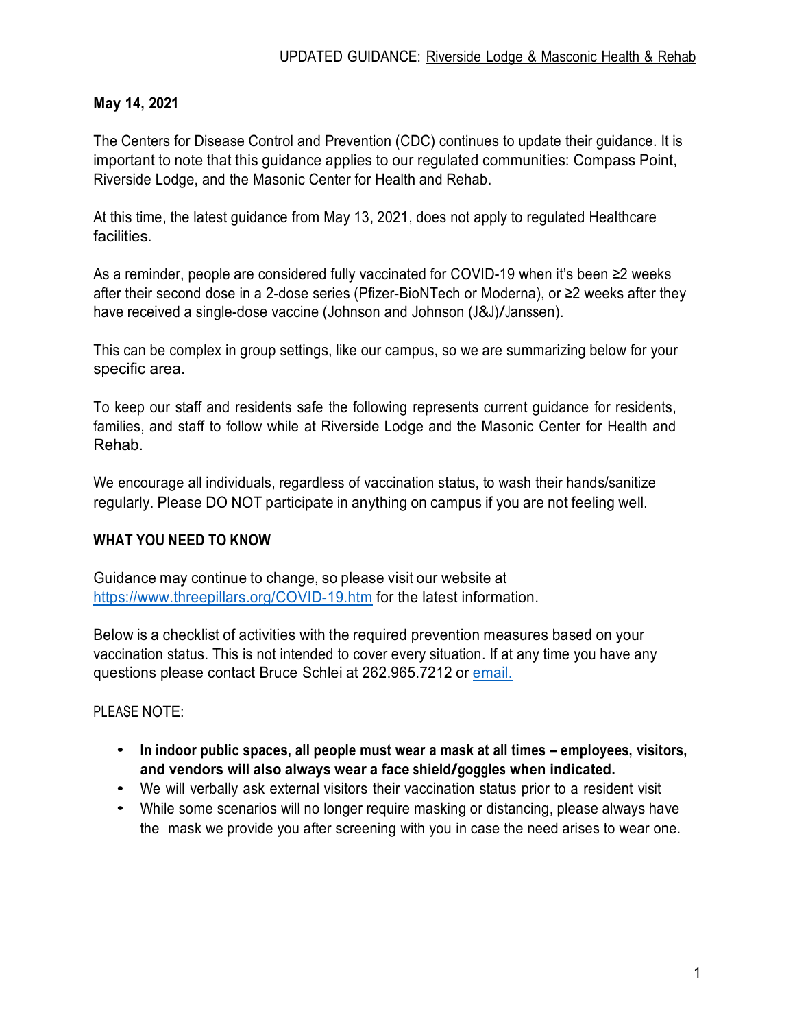UPDATED GUIDANCE: Riverside Lodge & Masconic Health & Rehab

**May 14, 2021**

The Centers for Disease Control and Prevention (CDC) continues to update their guidance. It is important to note that this guidance applies to our regulated communities: Compass Point, Riverside Lodge, and the Masonic Center for Health and Rehab.

At this time, the latest guidance from May 13, 2021, does not apply to regulated Healthcare facilities.

As a reminder, people are considered fully vaccinated for COVID-19 when it's been ≥2 weeks after their second dose in a 2-dose series (Pfizer-BioNTech or Moderna), or ≥2 weeks after they have received a single-dose vaccine (Johnson and Johnson (J&J)/Janssen).

This can be complex in group settings, like our campus, so we are summarizing below for your specific area.

To keep our staff and residents safe the following represents current guidance for residents, families, and staff to follow while at Riverside Lodge and the Masonic Center for Health and Rehab.

We encourage all individuals, regardless of vaccination status, to wash their hands/sanitize regularly. Please DO NOT participate in anything on campus if you are not feeling well.

**WHAT YOU NEED TO KNOW**

Guidance may continue to change, so please visit our website at https://www.threepillars.org/COVID-19.htm for the latest information.

Below is a checklist of activities with the required prevention measures based on your vaccination status. This is not intended to cover every situation. If at any time you have any questions please contact Bruce Schlei at 262.965.7212 or email.

PLEASE NOTE:

- **In indoor public spaces, all people must wear a mask at all times – employees, visitors, and vendors will also always wear a face shield/goggles when indicated.**
- We will verbally ask external visitors their vaccination status prior to a resident visit
- While some scenarios will no longer require masking or distancing, please always have the mask we provide you after screening with you in case the need arises to wear one.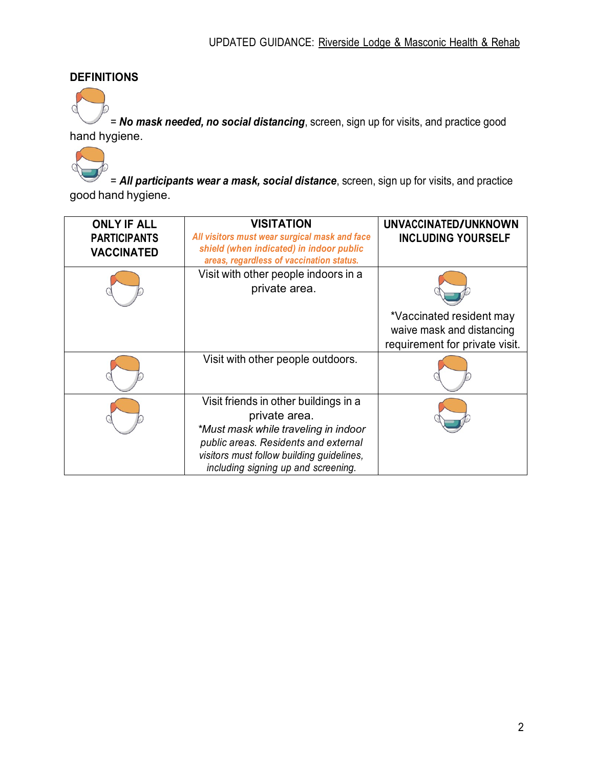UPDATED GUIDANCE: Riverside Lodge & Masconic Health & Rehab

## DEFINITIONS

= ***No mask needed, no social distancing***, screen, sign up for visits, and practice good hand hygiene.

= ***All participants wear a mask, social distance***, screen, sign up for visits, and practice good hand hygiene.

| ONLY IF ALL PARTICIPANTS VACCINATED | VISITATION *All visitors must wear surgical mask and face shield (when indicated) in indoor public areas, regardless of vaccination status.* | UNVACCINATED/UNKNOWN INCLUDING YOURSELF |
|---|---|---|
| No mask needed, no social distancing | Visit with other people indoors in a private area. | All participants wear a mask, social distance. *Vaccinated resident may waive mask and distancing requirement for private visit. |
| No mask needed, no social distancing | Visit with other people outdoors. | No mask needed, no social distancing |
| No mask needed, no social distancing | Visit friends in other buildings in a private area. *\*Must mask while traveling in indoor public areas. Residents and external visitors must follow building guidelines, including signing up and screening.* | All participants wear a mask, social distance |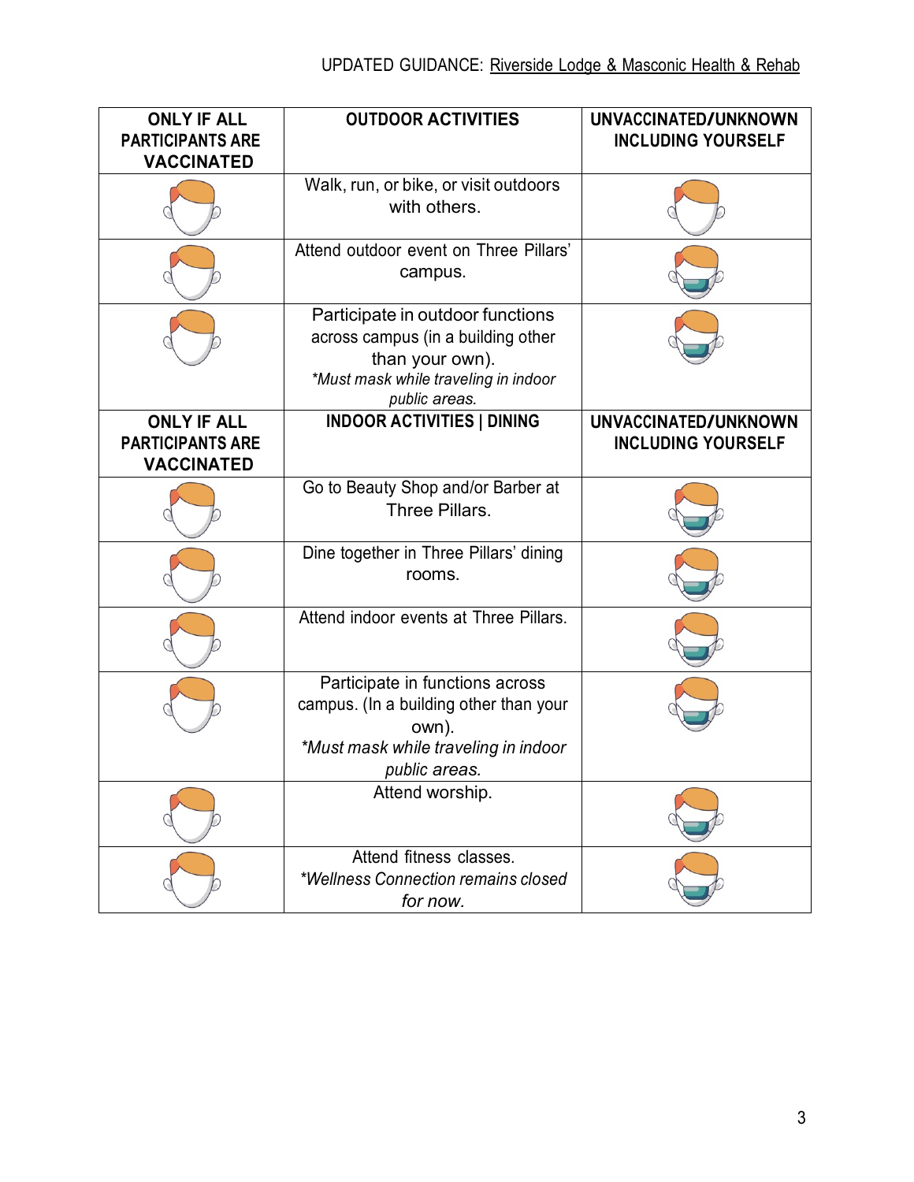| ONLY IF ALL PARTICIPANTS ARE VACCINATED | OUTDOOR ACTIVITIES | UNVACCINATED/UNKNOWN INCLUDING YOURSELF |
|---|---|---|
| | Walk, run, or bike, or visit outdoors with others. | |
| | Attend outdoor event on Three Pillars' campus. | |
| | Participate in outdoor functions across campus (in a building other than your own).<br>*\*Must mask while traveling in indoor public areas.* | |
| **ONLY IF ALL PARTICIPANTS ARE VACCINATED** | **INDOOR ACTIVITIES \| DINING** | **UNVACCINATED/UNKNOWN INCLUDING YOURSELF** |
| | Go to Beauty Shop and/or Barber at Three Pillars. | |
| | Dine together in Three Pillars' dining rooms. | |
| | Attend indoor events at Three Pillars. | |
| | Participate in functions across campus. (In a building other than your own).<br>*\*Must mask while traveling in indoor public areas.* | |
| | Attend worship. | |
| | Attend fitness classes.<br>*\*Wellness Connection remains closed for now.* | |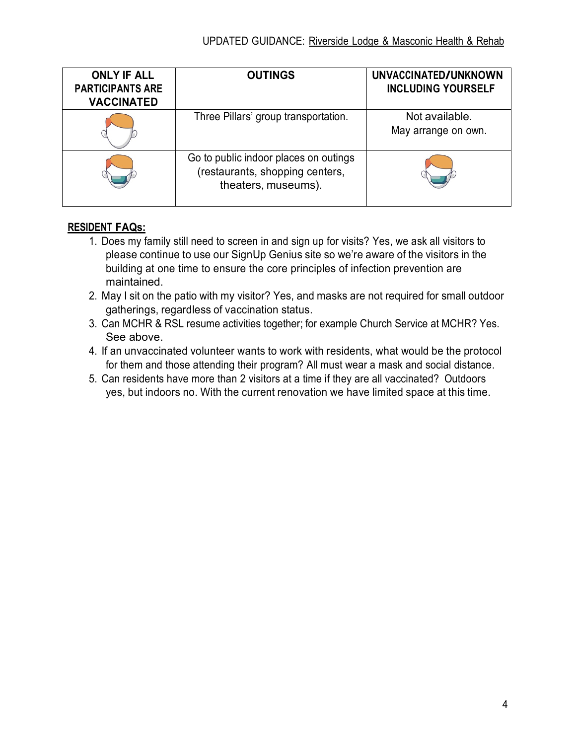| ONLY IF ALL PARTICIPANTS ARE VACCINATED | OUTINGS | UNVACCINATED/UNKNOWN INCLUDING YOURSELF |
|---|---|---|
| | Three Pillars' group transportation. | Not available. May arrange on own. |
| | Go to public indoor places on outings (restaurants, shopping centers, theaters, museums). | |

**RESIDENT FAQs:**

1. Does my family still need to screen in and sign up for visits? Yes, we ask all visitors to please continue to use our SignUp Genius site so we're aware of the visitors in the building at one time to ensure the core principles of infection prevention are maintained.
2. May I sit on the patio with my visitor? Yes, and masks are not required for small outdoor gatherings, regardless of vaccination status.
3. Can MCHR & RSL resume activities together; for example Church Service at MCHR? Yes. See above.
4. If an unvaccinated volunteer wants to work with residents, what would be the protocol for them and those attending their program? All must wear a mask and social distance.
5. Can residents have more than 2 visitors at a time if they are all vaccinated? Outdoors yes, but indoors no. With the current renovation we have limited space at this time.